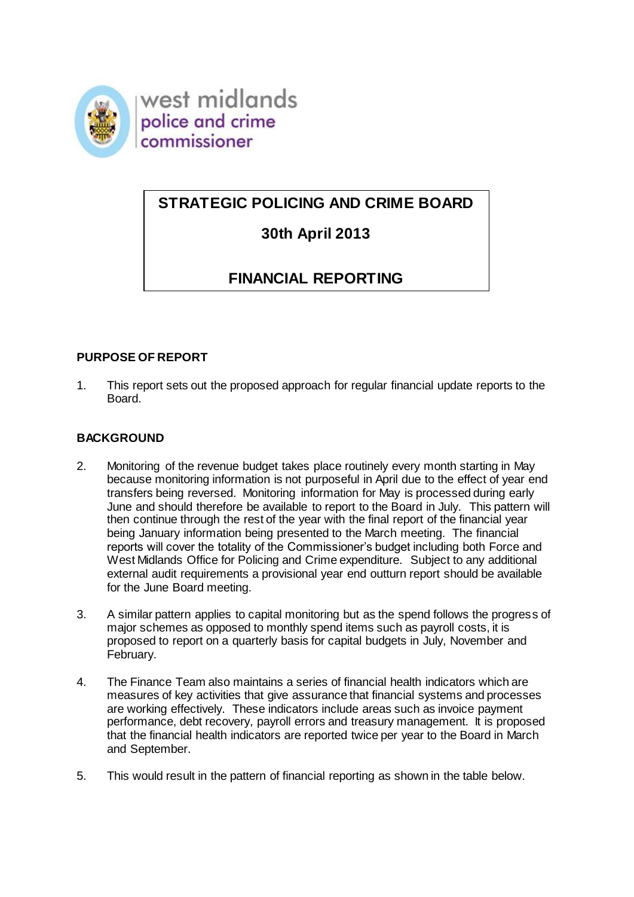west midlands
police and crime
commissioner

# STRATEGIC POLICING AND CRIME BOARD

## 30th April 2013

## FINANCIAL REPORTING

### PURPOSE OF REPORT

1. This report sets out the proposed approach for regular financial update reports to the Board.

### BACKGROUND

2. Monitoring of the revenue budget takes place routinely every month starting in May because monitoring information is not purposeful in April due to the effect of year end transfers being reversed. Monitoring information for May is processed during early June and should therefore be available to report to the Board in July. This pattern will then continue through the rest of the year with the final report of the financial year being January information being presented to the March meeting. The financial reports will cover the totality of the Commissioner's budget including both Force and West Midlands Office for Policing and Crime expenditure. Subject to any additional external audit requirements a provisional year end outturn report should be available for the June Board meeting.

3. A similar pattern applies to capital monitoring but as the spend follows the progress of major schemes as opposed to monthly spend items such as payroll costs, it is proposed to report on a quarterly basis for capital budgets in July, November and February.

4. The Finance Team also maintains a series of financial health indicators which are measures of key activities that give assurance that financial systems and processes are working effectively. These indicators include areas such as invoice payment performance, debt recovery, payroll errors and treasury management. It is proposed that the financial health indicators are reported twice per year to the Board in March and September.

5. This would result in the pattern of financial reporting as shown in the table below.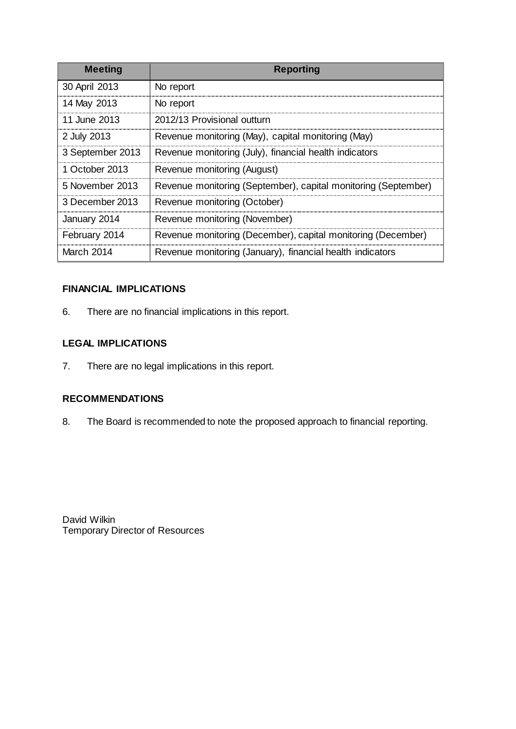| Meeting | Reporting |
| --- | --- |
| 30 April 2013 | No report |
| 14 May 2013 | No report |
| 11 June 2013 | 2012/13 Provisional outturn |
| 2 July 2013 | Revenue monitoring (May), capital monitoring (May) |
| 3 September 2013 | Revenue monitoring (July), financial health indicators |
| 1 October 2013 | Revenue monitoring (August) |
| 5 November 2013 | Revenue monitoring (September), capital monitoring (September) |
| 3 December 2013 | Revenue monitoring (October) |
| January 2014 | Revenue monitoring (November) |
| February 2014 | Revenue monitoring (December), capital monitoring (December) |
| March 2014 | Revenue monitoring (January), financial health indicators |

**FINANCIAL IMPLICATIONS**

6. There are no financial implications in this report.

**LEGAL IMPLICATIONS**

7. There are no legal implications in this report.

**RECOMMENDATIONS**

8. The Board is recommended to note the proposed approach to financial reporting.

David Wilkin
Temporary Director of Resources